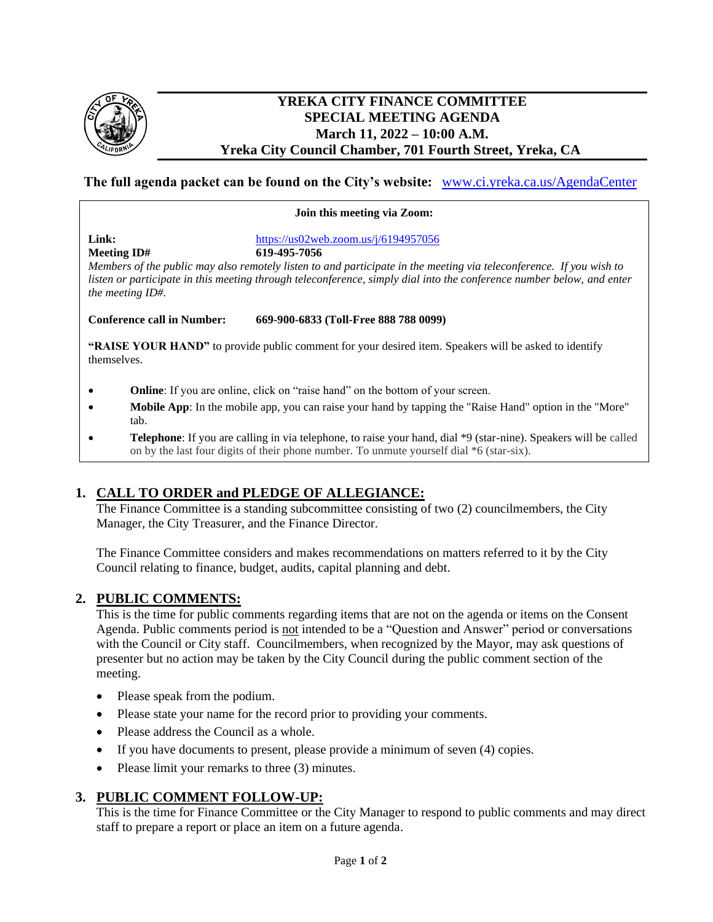# YREKA CITY FINANCE COMMITTEE
## SPECIAL MEETING AGENDA
## March 11, 2022 – 10:00 A.M.
## Yreka City Council Chamber, 701 Fourth Street, Yreka, CA

**The full agenda packet can be found on the City's website:** www.ci.yreka.ca.us/AgendaCenter

**Join this meeting via Zoom:**

**Link:** https://us02web.zoom.us/j/6194957056
**Meeting ID#** **619-495-7056**

*Members of the public may also remotely listen to and participate in the meeting via teleconference. If you wish to listen or participate in this meeting through teleconference, simply dial into the conference number below, and enter the meeting ID#.*

**Conference call in Number:** **669-900-6833 (Toll-Free 888 788 0099)**

**"RAISE YOUR HAND"** to provide public comment for your desired item. Speakers will be asked to identify themselves.

- **Online**: If you are online, click on "raise hand" on the bottom of your screen.
- **Mobile App**: In the mobile app, you can raise your hand by tapping the "Raise Hand" option in the "More" tab.
- **Telephone**: If you are calling in via telephone, to raise your hand, dial *9 (star-nine). Speakers will be called on by the last four digits of their phone number. To unmute yourself dial *6 (star-six).

## 1. CALL TO ORDER and PLEDGE OF ALLEGIANCE:

The Finance Committee is a standing subcommittee consisting of two (2) councilmembers, the City Manager, the City Treasurer, and the Finance Director.

The Finance Committee considers and makes recommendations on matters referred to it by the City Council relating to finance, budget, audits, capital planning and debt.

## 2. PUBLIC COMMENTS:

This is the time for public comments regarding items that are not on the agenda or items on the Consent Agenda. Public comments period is not intended to be a "Question and Answer" period or conversations with the Council or City staff. Councilmembers, when recognized by the Mayor, may ask questions of presenter but no action may be taken by the City Council during the public comment section of the meeting.

- Please speak from the podium.
- Please state your name for the record prior to providing your comments.
- Please address the Council as a whole.
- If you have documents to present, please provide a minimum of seven (4) copies.
- Please limit your remarks to three (3) minutes.

## 3. PUBLIC COMMENT FOLLOW-UP:

This is the time for Finance Committee or the City Manager to respond to public comments and may direct staff to prepare a report or place an item on a future agenda.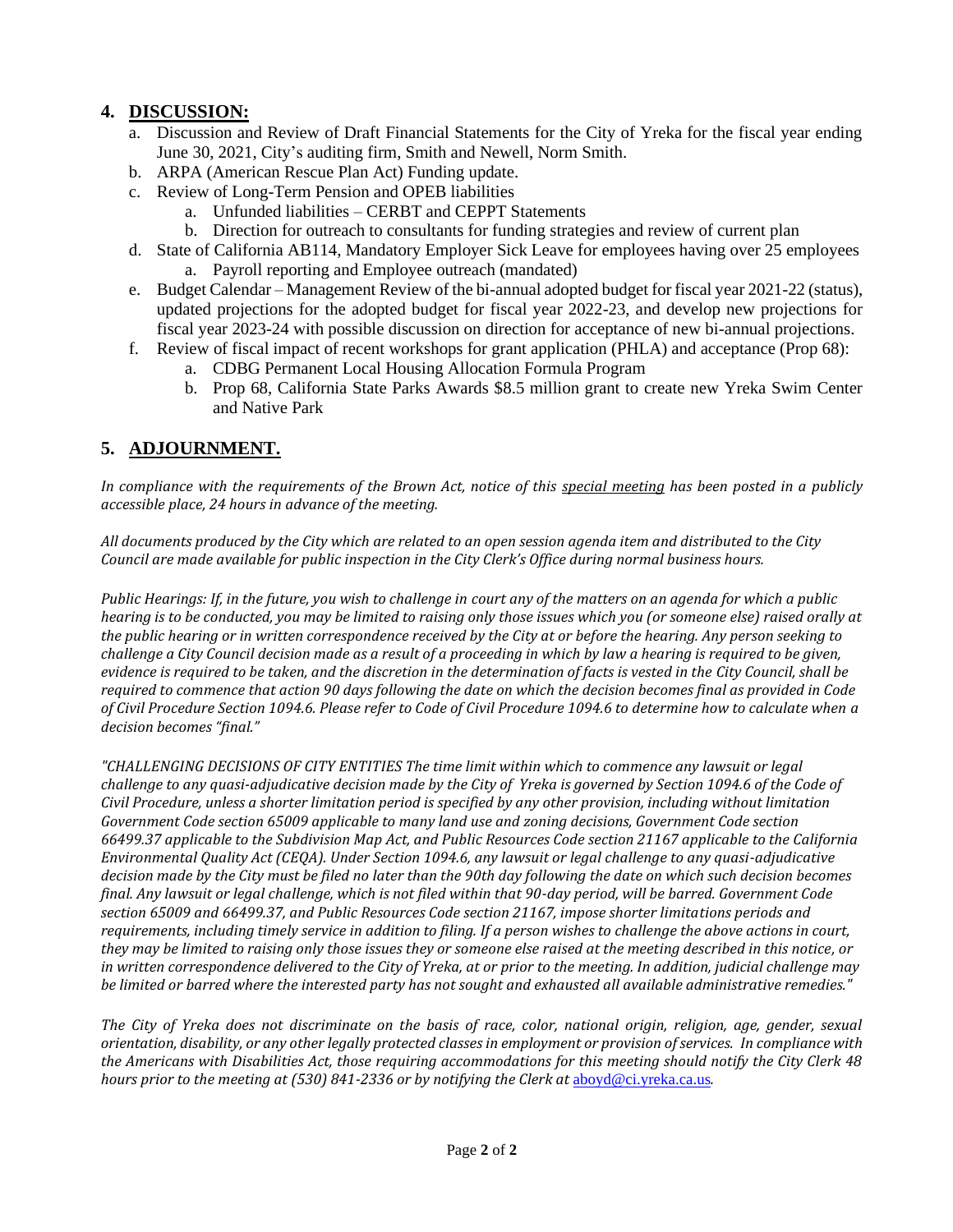## 4. **DISCUSSION:**

a. Discussion and Review of Draft Financial Statements for the City of Yreka for the fiscal year ending June 30, 2021, City's auditing firm, Smith and Newell, Norm Smith.

b. ARPA (American Rescue Plan Act) Funding update.

c. Review of Long-Term Pension and OPEB liabilities
   - a. Unfunded liabilities – CERBT and CEPPT Statements
   - b. Direction for outreach to consultants for funding strategies and review of current plan

d. State of California AB114, Mandatory Employer Sick Leave for employees having over 25 employees
   - a. Payroll reporting and Employee outreach (mandated)

e. Budget Calendar – Management Review of the bi-annual adopted budget for fiscal year 2021-22 (status), updated projections for the adopted budget for fiscal year 2022-23, and develop new projections for fiscal year 2023-24 with possible discussion on direction for acceptance of new bi-annual projections.

f. Review of fiscal impact of recent workshops for grant application (PHLA) and acceptance (Prop 68):
   - a. CDBG Permanent Local Housing Allocation Formula Program
   - b. Prop 68, California State Parks Awards $8.5 million grant to create new Yreka Swim Center and Native Park

## 5. **ADJOURNMENT.**

*In compliance with the requirements of the Brown Act, notice of this special meeting has been posted in a publicly accessible place, 24 hours in advance of the meeting.*

*All documents produced by the City which are related to an open session agenda item and distributed to the City Council are made available for public inspection in the City Clerk's Office during normal business hours.*

*Public Hearings: If, in the future, you wish to challenge in court any of the matters on an agenda for which a public hearing is to be conducted, you may be limited to raising only those issues which you (or someone else) raised orally at the public hearing or in written correspondence received by the City at or before the hearing. Any person seeking to challenge a City Council decision made as a result of a proceeding in which by law a hearing is required to be given, evidence is required to be taken, and the discretion in the determination of facts is vested in the City Council, shall be required to commence that action 90 days following the date on which the decision becomes final as provided in Code of Civil Procedure Section 1094.6. Please refer to Code of Civil Procedure 1094.6 to determine how to calculate when a decision becomes "final."*

*"CHALLENGING DECISIONS OF CITY ENTITIES The time limit within which to commence any lawsuit or legal challenge to any quasi-adjudicative decision made by the City of Yreka is governed by Section 1094.6 of the Code of Civil Procedure, unless a shorter limitation period is specified by any other provision, including without limitation Government Code section 65009 applicable to many land use and zoning decisions, Government Code section 66499.37 applicable to the Subdivision Map Act, and Public Resources Code section 21167 applicable to the California Environmental Quality Act (CEQA). Under Section 1094.6, any lawsuit or legal challenge to any quasi-adjudicative decision made by the City must be filed no later than the 90th day following the date on which such decision becomes final. Any lawsuit or legal challenge, which is not filed within that 90-day period, will be barred. Government Code section 65009 and 66499.37, and Public Resources Code section 21167, impose shorter limitations periods and requirements, including timely service in addition to filing. If a person wishes to challenge the above actions in court, they may be limited to raising only those issues they or someone else raised at the meeting described in this notice, or in written correspondence delivered to the City of Yreka, at or prior to the meeting. In addition, judicial challenge may be limited or barred where the interested party has not sought and exhausted all available administrative remedies."*

*The City of Yreka does not discriminate on the basis of race, color, national origin, religion, age, gender, sexual orientation, disability, or any other legally protected classes in employment or provision of services. In compliance with the Americans with Disabilities Act, those requiring accommodations for this meeting should notify the City Clerk 48 hours prior to the meeting at (530) 841-2336 or by notifying the Clerk at aboyd@ci.yreka.ca.us.*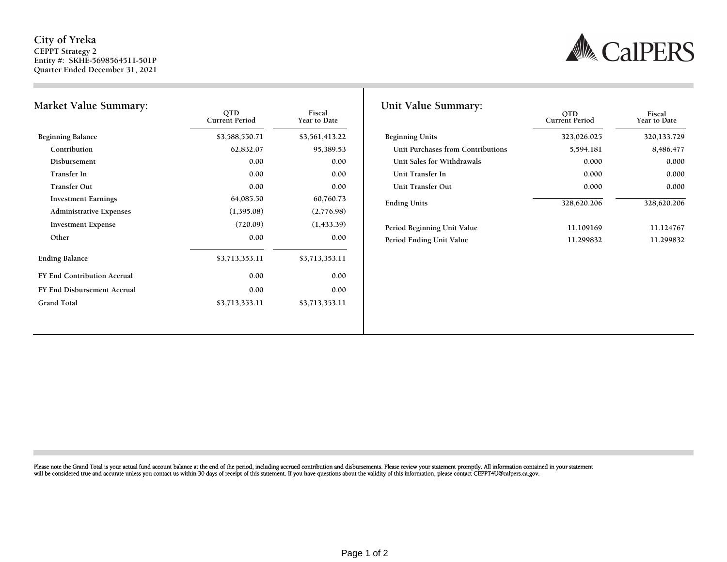City of Yreka
CEPPT Strategy 2
Entity #: SKHE-5698564511-501P
Quarter Ended December 31, 2021

CalPERS

## Market Value Summary:

| | QTD Current Period | Fiscal Year to Date |
|---|---|---|
| Beginning Balance | $3,588,550.71 | $3,561,413.22 |
| Contribution | 62,832.07 | 95,389.53 |
| Disbursement | 0.00 | 0.00 |
| Transfer In | 0.00 | 0.00 |
| Transfer Out | 0.00 | 0.00 |
| Investment Earnings | 64,085.50 | 60,760.73 |
| Administrative Expenses | (1,395.08) | (2,776.98) |
| Investment Expense | (720.09) | (1,433.39) |
| Other | 0.00 | 0.00 |
| Ending Balance | $3,713,353.11 | $3,713,353.11 |
| FY End Contribution Accrual | 0.00 | 0.00 |
| FY End Disbursement Accrual | 0.00 | 0.00 |
| Grand Total | $3,713,353.11 | $3,713,353.11 |

## Unit Value Summary:

| | QTD Current Period | Fiscal Year to Date |
|---|---|---|
| Beginning Units | 323,026.025 | 320,133.729 |
| Unit Purchases from Contributions | 5,594.181 | 8,486.477 |
| Unit Sales for Withdrawals | 0.000 | 0.000 |
| Unit Transfer In | 0.000 | 0.000 |
| Unit Transfer Out | 0.000 | 0.000 |
| Ending Units | 328,620.206 | 328,620.206 |
| Period Beginning Unit Value | 11.109169 | 11.124767 |
| Period Ending Unit Value | 11.299832 | 11.299832 |

Please note the Grand Total is your actual fund account balance at the end of the period, including accrued contribution and disbursements. Please review your statement promptly. All information contained in your statement will be considered true and accurate unless you contact us within 30 days of receipt of this statement. If you have questions about the validity of this information, please contact CEPPT4U@calpers.ca.gov.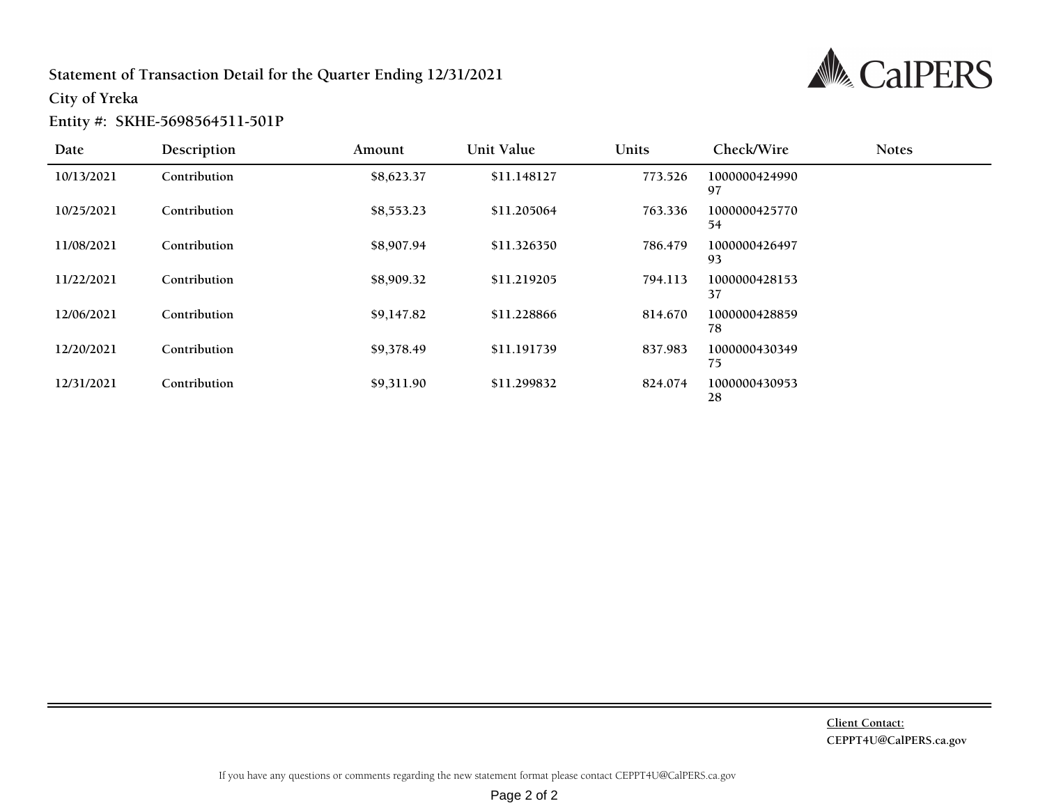**Statement of Transaction Detail for the Quarter Ending 12/31/2021**

**City of Yreka**

**Entity #: SKHE-5698564511-501P**

| Date | Description | Amount | Unit Value | Units | Check/Wire | Notes |
|---|---|---|---|---|---|---|
| 10/13/2021 | Contribution | $8,623.37 | $11.148127 | 773.526 | 100000042499097 | |
| 10/25/2021 | Contribution | $8,553.23 | $11.205064 | 763.336 | 100000042577054 | |
| 11/08/2021 | Contribution | $8,907.94 | $11.326350 | 786.479 | 100000042649793 | |
| 11/22/2021 | Contribution | $8,909.32 | $11.219205 | 794.113 | 100000042815337 | |
| 12/06/2021 | Contribution | $9,147.82 | $11.228866 | 814.670 | 100000042885978 | |
| 12/20/2021 | Contribution | $9,378.49 | $11.191739 | 837.983 | 100000043034975 | |
| 12/31/2021 | Contribution | $9,311.90 | $11.299832 | 824.074 | 100000043095328 | |

**Client Contact:**
**CEPPT4U@CalPERS.ca.gov**

If you have any questions or comments regarding the new statement format please contact CEPPT4U@CalPERS.ca.gov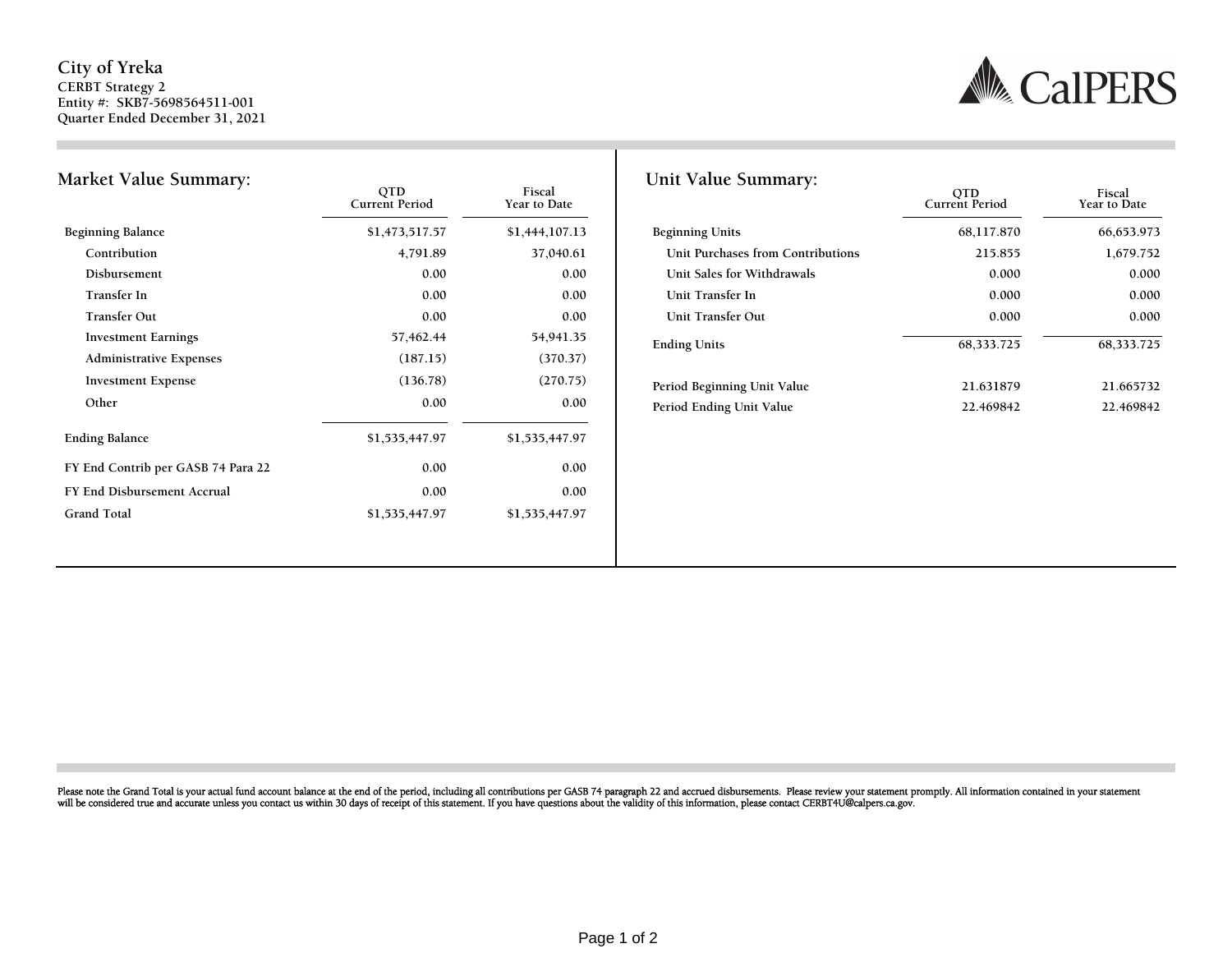**City of Yreka**
**CERBT Strategy 2**
**Entity #: SKB7-5698564511-001**
**Quarter Ended December 31, 2021**

CalPERS

## Market Value Summary:

| | QTD Current Period | Fiscal Year to Date |
|---|---|---|
| Beginning Balance | $1,473,517.57 | $1,444,107.13 |
| Contribution | 4,791.89 | 37,040.61 |
| Disbursement | 0.00 | 0.00 |
| Transfer In | 0.00 | 0.00 |
| Transfer Out | 0.00 | 0.00 |
| Investment Earnings | 57,462.44 | 54,941.35 |
| Administrative Expenses | (187.15) | (370.37) |
| Investment Expense | (136.78) | (270.75) |
| Other | 0.00 | 0.00 |
| Ending Balance | $1,535,447.97 | $1,535,447.97 |
| FY End Contrib per GASB 74 Para 22 | 0.00 | 0.00 |
| FY End Disbursement Accrual | 0.00 | 0.00 |
| Grand Total | $1,535,447.97 | $1,535,447.97 |

## Unit Value Summary:

| | QTD Current Period | Fiscal Year to Date |
|---|---|---|
| Beginning Units | 68,117.870 | 66,653.973 |
| Unit Purchases from Contributions | 215.855 | 1,679.752 |
| Unit Sales for Withdrawals | 0.000 | 0.000 |
| Unit Transfer In | 0.000 | 0.000 |
| Unit Transfer Out | 0.000 | 0.000 |
| Ending Units | 68,333.725 | 68,333.725 |
| Period Beginning Unit Value | 21.631879 | 21.665732 |
| Period Ending Unit Value | 22.469842 | 22.469842 |

Please note the Grand Total is your actual fund account balance at the end of the period, including all contributions per GASB 74 paragraph 22 and accrued disbursements. Please review your statement promptly. All information contained in your statement will be considered true and accurate unless you contact us within 30 days of receipt of this statement. If you have questions about the validity of this information, please contact CERBT4U@calpers.ca.gov.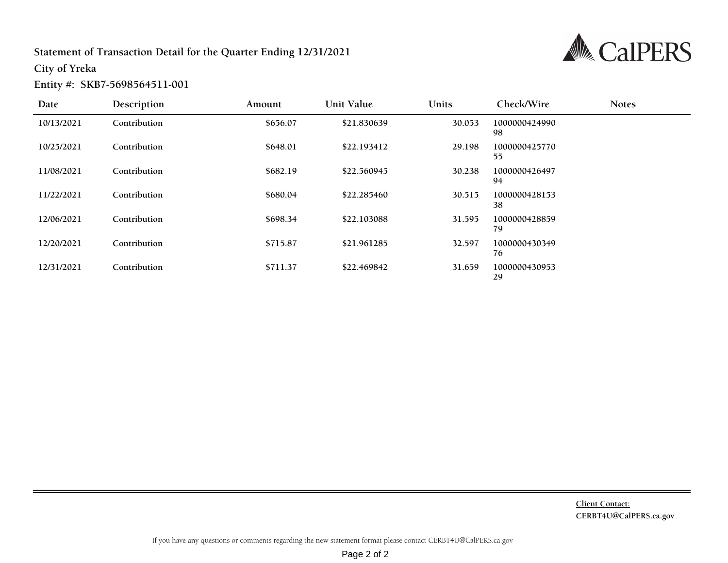**Statement of Transaction Detail for the Quarter Ending 12/31/2021**

**City of Yreka**

**Entity #: SKB7-5698564511-001**

| Date | Description | Amount | Unit Value | Units | Check/Wire | Notes |
|---|---|---|---|---|---|---|
| 10/13/2021 | Contribution | $656.07 | $21.830639 | 30.053 | 100000042499098 | |
| 10/25/2021 | Contribution | $648.01 | $22.193412 | 29.198 | 100000042577055 | |
| 11/08/2021 | Contribution | $682.19 | $22.560945 | 30.238 | 100000042649794 | |
| 11/22/2021 | Contribution | $680.04 | $22.285460 | 30.515 | 100000042815338 | |
| 12/06/2021 | Contribution | $698.34 | $22.103088 | 31.595 | 100000042885979 | |
| 12/20/2021 | Contribution | $715.87 | $21.961285 | 32.597 | 100000043034976 | |
| 12/31/2021 | Contribution | $711.37 | $22.469842 | 31.659 | 100000043095329 | |

**Client Contact:**
**CERBT4U@CalPERS.ca.gov**

If you have any questions or comments regarding the new statement format please contact CERBT4U@CalPERS.ca.gov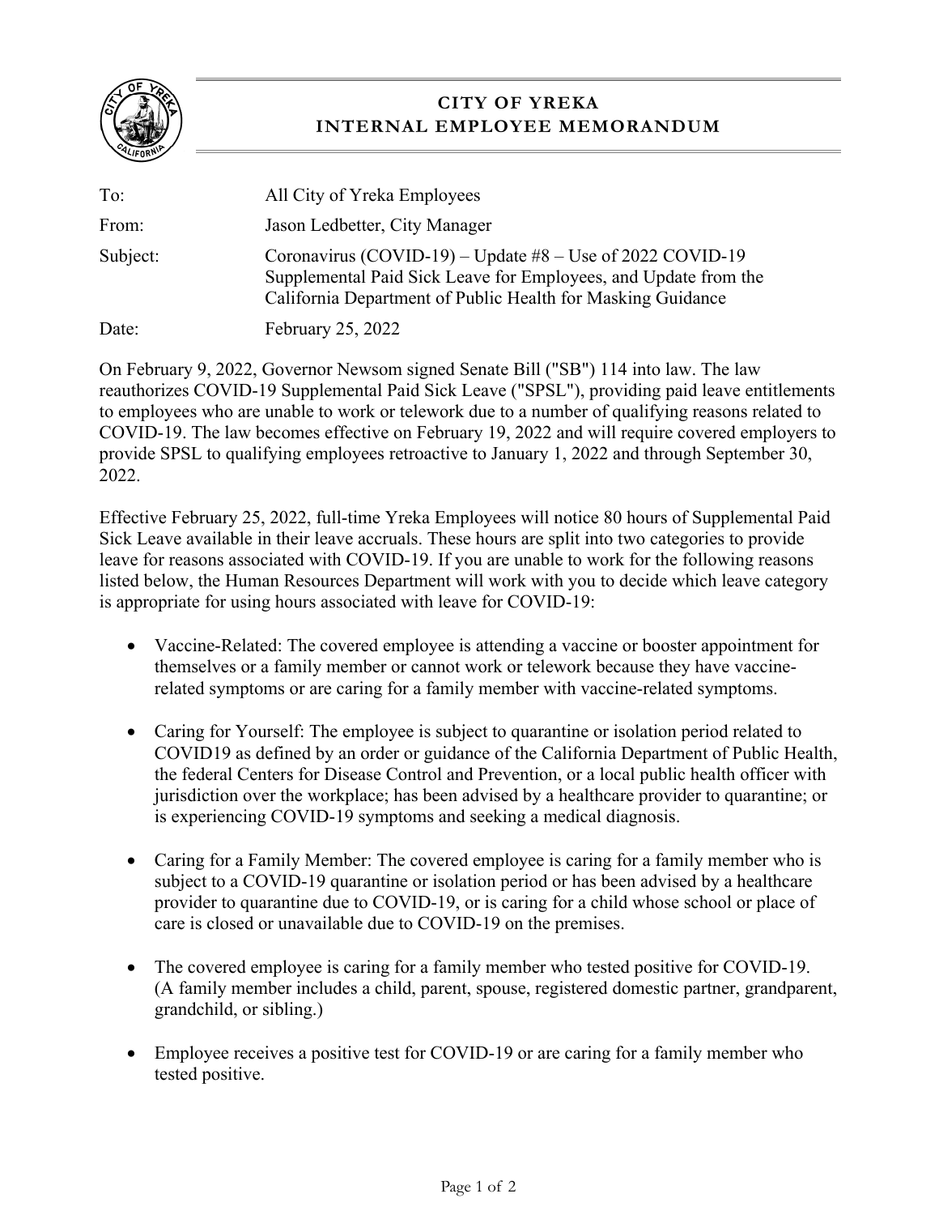# CITY OF YREKA
## INTERNAL EMPLOYEE MEMORANDUM

| | |
|---|---|
| To: | All City of Yreka Employees |
| From: | Jason Ledbetter, City Manager |
| Subject: | Coronavirus (COVID-19) – Update #8 – Use of 2022 COVID-19 Supplemental Paid Sick Leave for Employees, and Update from the California Department of Public Health for Masking Guidance |
| Date: | February 25, 2022 |

On February 9, 2022, Governor Newsom signed Senate Bill ("SB") 114 into law. The law reauthorizes COVID-19 Supplemental Paid Sick Leave ("SPSL"), providing paid leave entitlements to employees who are unable to work or telework due to a number of qualifying reasons related to COVID-19. The law becomes effective on February 19, 2022 and will require covered employers to provide SPSL to qualifying employees retroactive to January 1, 2022 and through September 30, 2022.

Effective February 25, 2022, full-time Yreka Employees will notice 80 hours of Supplemental Paid Sick Leave available in their leave accruals. These hours are split into two categories to provide leave for reasons associated with COVID-19. If you are unable to work for the following reasons listed below, the Human Resources Department will work with you to decide which leave category is appropriate for using hours associated with leave for COVID-19:

- Vaccine-Related: The covered employee is attending a vaccine or booster appointment for themselves or a family member or cannot work or telework because they have vaccine-related symptoms or are caring for a family member with vaccine-related symptoms.

- Caring for Yourself: The employee is subject to quarantine or isolation period related to COVID19 as defined by an order or guidance of the California Department of Public Health, the federal Centers for Disease Control and Prevention, or a local public health officer with jurisdiction over the workplace; has been advised by a healthcare provider to quarantine; or is experiencing COVID-19 symptoms and seeking a medical diagnosis.

- Caring for a Family Member: The covered employee is caring for a family member who is subject to a COVID-19 quarantine or isolation period or has been advised by a healthcare provider to quarantine due to COVID-19, or is caring for a child whose school or place of care is closed or unavailable due to COVID-19 on the premises.

- The covered employee is caring for a family member who tested positive for COVID-19. (A family member includes a child, parent, spouse, registered domestic partner, grandparent, grandchild, or sibling.)

- Employee receives a positive test for COVID-19 or are caring for a family member who tested positive.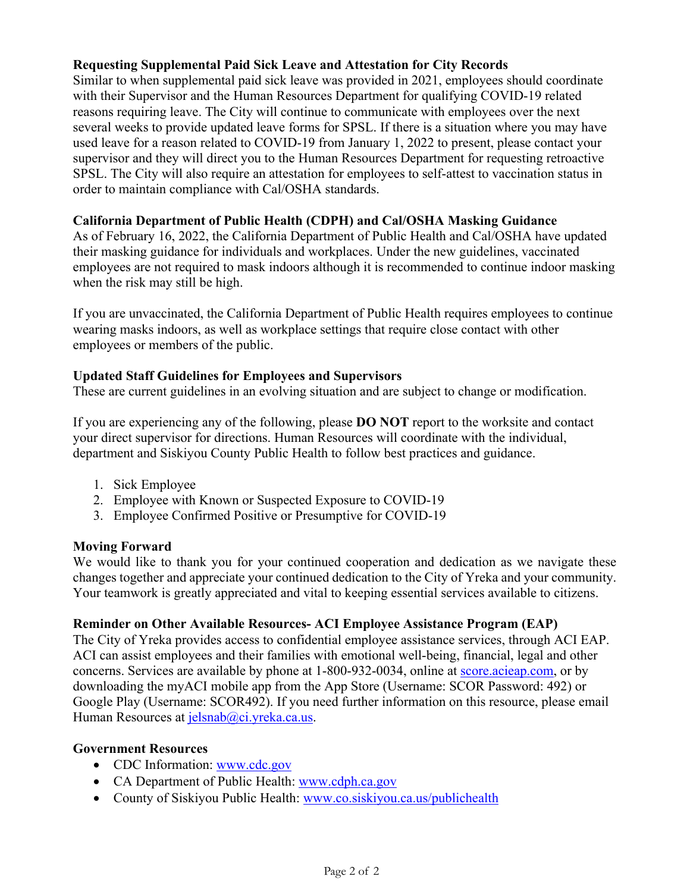**Requesting Supplemental Paid Sick Leave and Attestation for City Records**

Similar to when supplemental paid sick leave was provided in 2021, employees should coordinate with their Supervisor and the Human Resources Department for qualifying COVID-19 related reasons requiring leave. The City will continue to communicate with employees over the next several weeks to provide updated leave forms for SPSL. If there is a situation where you may have used leave for a reason related to COVID-19 from January 1, 2022 to present, please contact your supervisor and they will direct you to the Human Resources Department for requesting retroactive SPSL. The City will also require an attestation for employees to self-attest to vaccination status in order to maintain compliance with Cal/OSHA standards.

**California Department of Public Health (CDPH) and Cal/OSHA Masking Guidance**

As of February 16, 2022, the California Department of Public Health and Cal/OSHA have updated their masking guidance for individuals and workplaces. Under the new guidelines, vaccinated employees are not required to mask indoors although it is recommended to continue indoor masking when the risk may still be high.

If you are unvaccinated, the California Department of Public Health requires employees to continue wearing masks indoors, as well as workplace settings that require close contact with other employees or members of the public.

**Updated Staff Guidelines for Employees and Supervisors**

These are current guidelines in an evolving situation and are subject to change or modification.

If you are experiencing any of the following, please **DO NOT** report to the worksite and contact your direct supervisor for directions. Human Resources will coordinate with the individual, department and Siskiyou County Public Health to follow best practices and guidance.

1. Sick Employee
2. Employee with Known or Suspected Exposure to COVID-19
3. Employee Confirmed Positive or Presumptive for COVID-19

**Moving Forward**

We would like to thank you for your continued cooperation and dedication as we navigate these changes together and appreciate your continued dedication to the City of Yreka and your community. Your teamwork is greatly appreciated and vital to keeping essential services available to citizens.

**Reminder on Other Available Resources- ACI Employee Assistance Program (EAP)**

The City of Yreka provides access to confidential employee assistance services, through ACI EAP. ACI can assist employees and their families with emotional well-being, financial, legal and other concerns. Services are available by phone at 1-800-932-0034, online at score.acieap.com, or by downloading the myACI mobile app from the App Store (Username: SCOR Password: 492) or Google Play (Username: SCOR492). If you need further information on this resource, please email Human Resources at jelsnab@ci.yreka.ca.us.

**Government Resources**

- CDC Information: www.cdc.gov
- CA Department of Public Health: www.cdph.ca.gov
- County of Siskiyou Public Health: www.co.siskiyou.ca.us/publichealth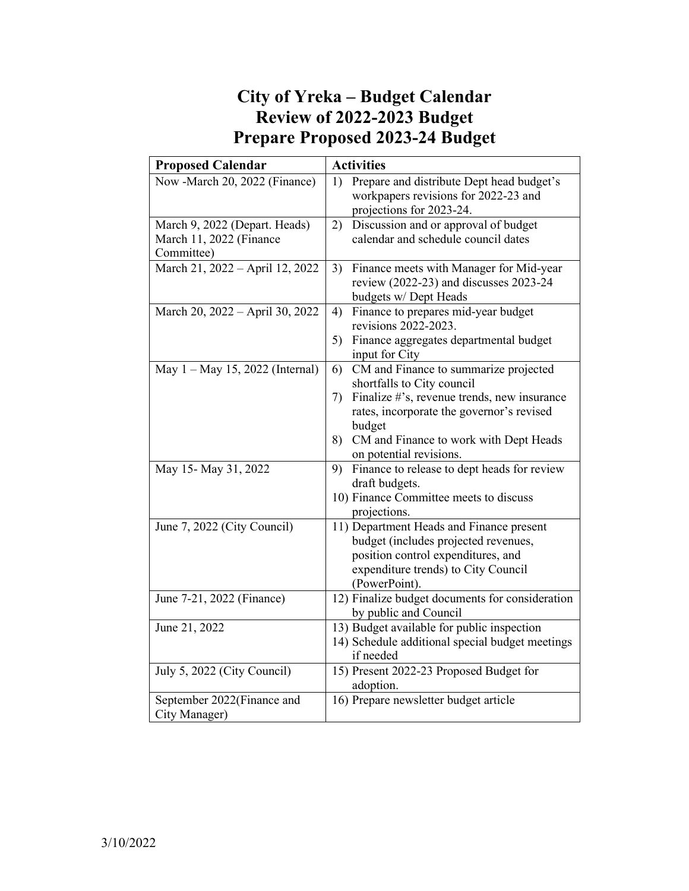# City of Yreka – Budget Calendar
# Review of 2022-2023 Budget
# Prepare Proposed 2023-24 Budget

| Proposed Calendar | Activities |
|---|---|
| Now -March 20, 2022 (Finance) | 1) Prepare and distribute Dept head budget's workpapers revisions for 2022-23 and projections for 2023-24. |
| March 9, 2022 (Depart. Heads) March 11, 2022 (Finance Committee) | 2) Discussion and or approval of budget calendar and schedule council dates |
| March 21, 2022 – April 12, 2022 | 3) Finance meets with Manager for Mid-year review (2022-23) and discusses 2023-24 budgets w/ Dept Heads |
| March 20, 2022 – April 30, 2022 | 4) Finance to prepares mid-year budget revisions 2022-2023.<br>5) Finance aggregates departmental budget input for City |
| May 1 – May 15, 2022 (Internal) | 6) CM and Finance to summarize projected shortfalls to City council<br>7) Finalize #'s, revenue trends, new insurance rates, incorporate the governor's revised budget<br>8) CM and Finance to work with Dept Heads on potential revisions. |
| May 15- May 31, 2022 | 9) Finance to release to dept heads for review draft budgets.<br>10) Finance Committee meets to discuss projections. |
| June 7, 2022 (City Council) | 11) Department Heads and Finance present budget (includes projected revenues, position control expenditures, and expenditure trends) to City Council (PowerPoint). |
| June 7-21, 2022 (Finance) | 12) Finalize budget documents for consideration by public and Council |
| June 21, 2022 | 13) Budget available for public inspection<br>14) Schedule additional special budget meetings if needed |
| July 5, 2022 (City Council) | 15) Present 2022-23 Proposed Budget for adoption. |
| September 2022(Finance and City Manager) | 16) Prepare newsletter budget article |

3/10/2022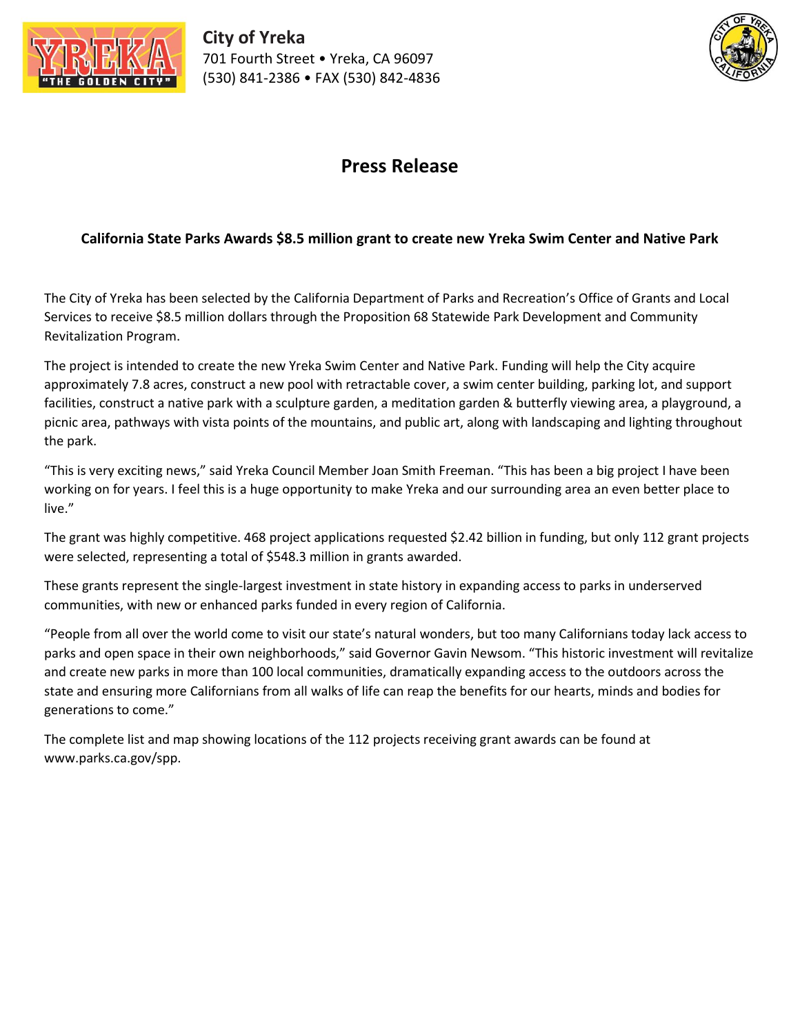**City of Yreka**
701 Fourth Street • Yreka, CA 96097
(530) 841-2386 • FAX (530) 842-4836

# Press Release

### California State Parks Awards $8.5 million grant to create new Yreka Swim Center and Native Park

The City of Yreka has been selected by the California Department of Parks and Recreation's Office of Grants and Local Services to receive $8.5 million dollars through the Proposition 68 Statewide Park Development and Community Revitalization Program.

The project is intended to create the new Yreka Swim Center and Native Park. Funding will help the City acquire approximately 7.8 acres, construct a new pool with retractable cover, a swim center building, parking lot, and support facilities, construct a native park with a sculpture garden, a meditation garden & butterfly viewing area, a playground, a picnic area, pathways with vista points of the mountains, and public art, along with landscaping and lighting throughout the park.

"This is very exciting news," said Yreka Council Member Joan Smith Freeman. "This has been a big project I have been working on for years. I feel this is a huge opportunity to make Yreka and our surrounding area an even better place to live."

The grant was highly competitive. 468 project applications requested $2.42 billion in funding, but only 112 grant projects were selected, representing a total of $548.3 million in grants awarded.

These grants represent the single-largest investment in state history in expanding access to parks in underserved communities, with new or enhanced parks funded in every region of California.

"People from all over the world come to visit our state's natural wonders, but too many Californians today lack access to parks and open space in their own neighborhoods," said Governor Gavin Newsom. "This historic investment will revitalize and create new parks in more than 100 local communities, dramatically expanding access to the outdoors across the state and ensuring more Californians from all walks of life can reap the benefits for our hearts, minds and bodies for generations to come."

The complete list and map showing locations of the 112 projects receiving grant awards can be found at www.parks.ca.gov/spp.